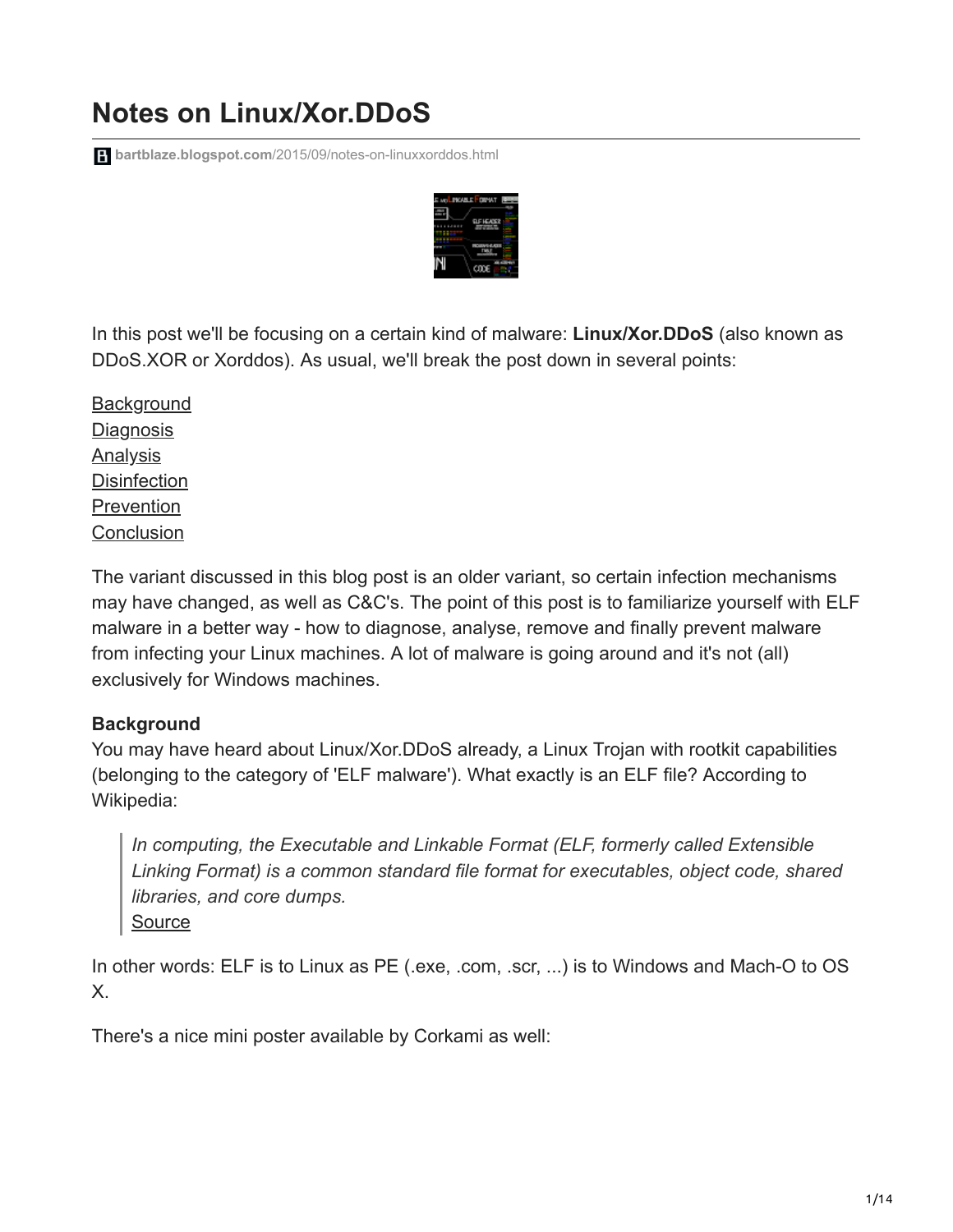# Notes on Linux/Xor.DDoS

bartblaze.blogspot.com/2015/09/notes-on-linuxxorddos.html

In this post we'll be focusing on a certain kind of malware: **Linux/Xor.DDoS** (also known as DDoS.XOR or Xorddos). As usual, we'll break the post down in several points:

Background
Diagnosis
Analysis
Disinfection
Prevention
Conclusion

The variant discussed in this blog post is an older variant, so certain infection mechanisms may have changed, as well as C&C's. The point of this post is to familiarize yourself with ELF malware in a better way - how to diagnose, analyse, remove and finally prevent malware from infecting your Linux machines. A lot of malware is going around and it's not (all) exclusively for Windows machines.

**Background**
You may have heard about Linux/Xor.DDoS already, a Linux Trojan with rootkit capabilities (belonging to the category of 'ELF malware'). What exactly is an ELF file? According to Wikipedia:

> *In computing, the Executable and Linkable Format (ELF, formerly called Extensible Linking Format) is a common standard file format for executables, object code, shared libraries, and core dumps.*
> Source

In other words: ELF is to Linux as PE (.exe, .com, .scr, ...) is to Windows and Mach-O to OS X.

There's a nice mini poster available by Corkami as well: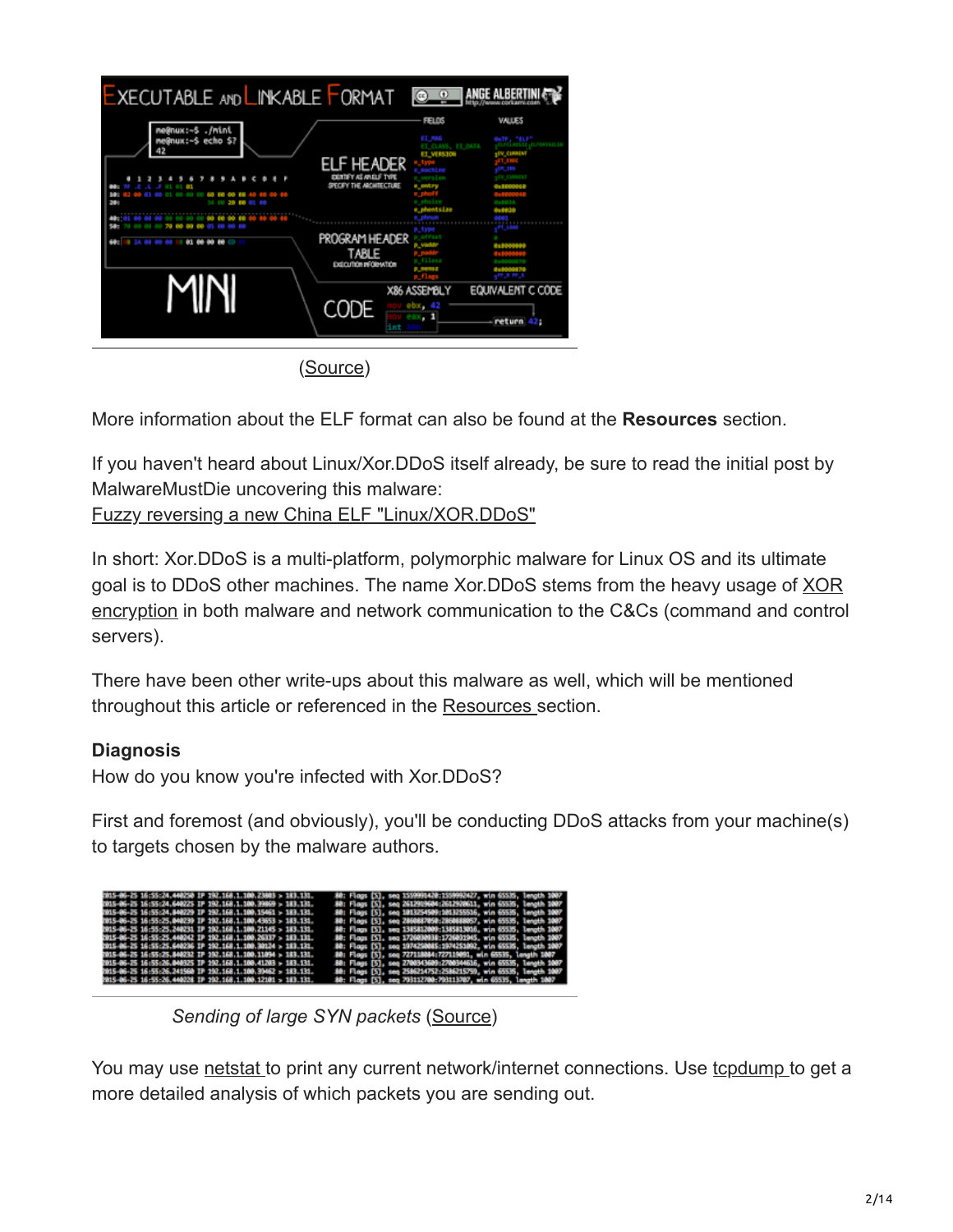(Source)

More information about the ELF format can also be found at the **Resources** section.

If you haven't heard about Linux/Xor.DDoS itself already, be sure to read the initial post by MalwareMustDie uncovering this malware:
Fuzzy reversing a new China ELF "Linux/XOR.DDoS"

In short: Xor.DDoS is a multi-platform, polymorphic malware for Linux OS and its ultimate goal is to DDoS other machines. The name Xor.DDoS stems from the heavy usage of XOR encryption in both malware and network communication to the C&Cs (command and control servers).

There have been other write-ups about this malware as well, which will be mentioned throughout this article or referenced in the Resources section.

**Diagnosis**
How do you know you're infected with Xor.DDoS?

First and foremost (and obviously), you'll be conducting DDoS attacks from your machine(s) to targets chosen by the malware authors.

*Sending of large SYN packets* (Source)

You may use netstat to print any current network/internet connections. Use tcpdump to get a more detailed analysis of which packets you are sending out.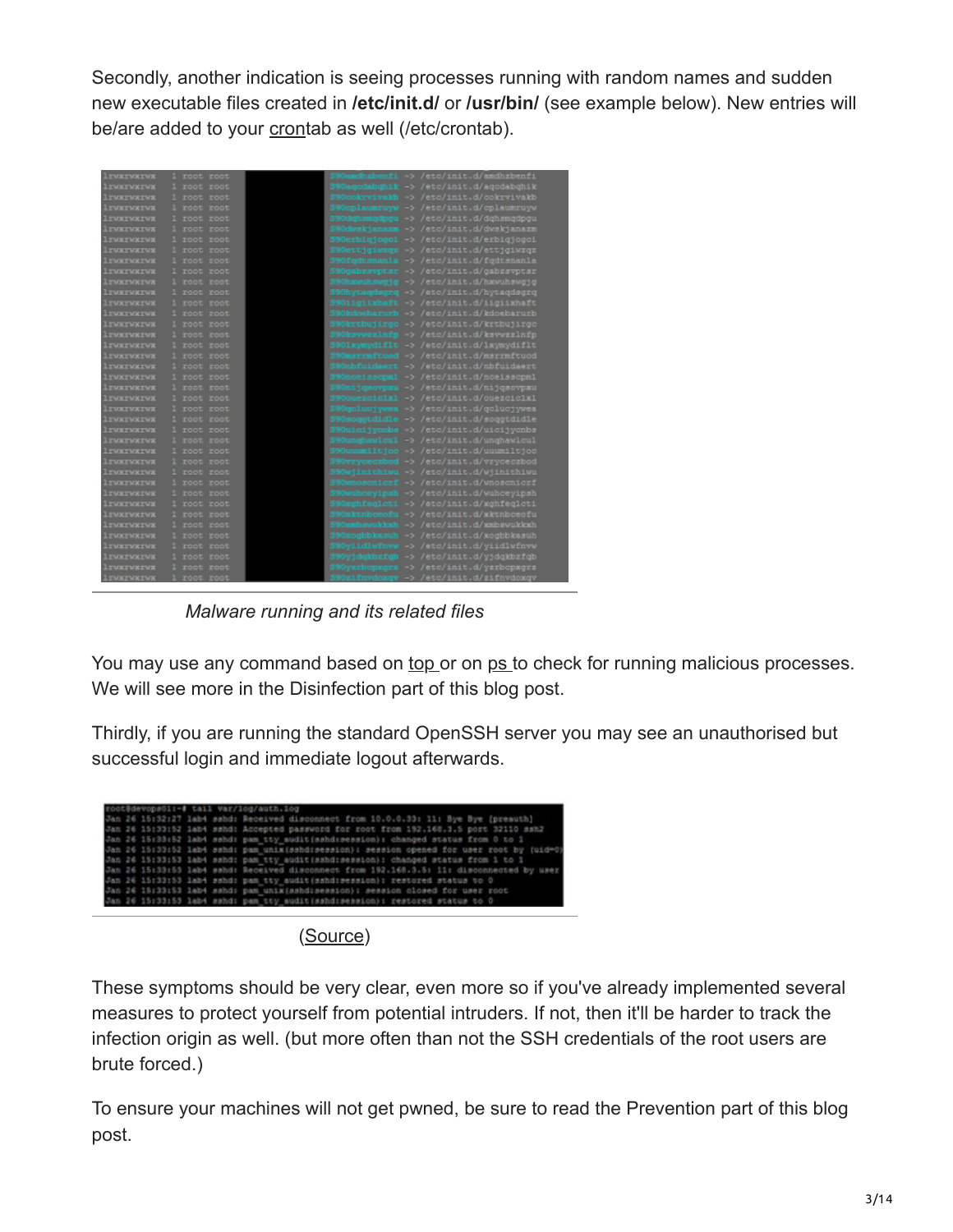Secondly, another indication is seeing processes running with random names and sudden new executable files created in **/etc/init.d/** or **/usr/bin/** (see example below). New entries will be/are added to your crontab as well (/etc/crontab).

*Malware running and its related files*

You may use any command based on top or on ps to check for running malicious processes. We will see more in the Disinfection part of this blog post.

Thirdly, if you are running the standard OpenSSH server you may see an unauthorised but successful login and immediate logout afterwards.

(Source)

These symptoms should be very clear, even more so if you've already implemented several measures to protect yourself from potential intruders. If not, then it'll be harder to track the infection origin as well. (but more often than not the SSH credentials of the root users are brute forced.)

To ensure your machines will not get pwned, be sure to read the Prevention part of this blog post.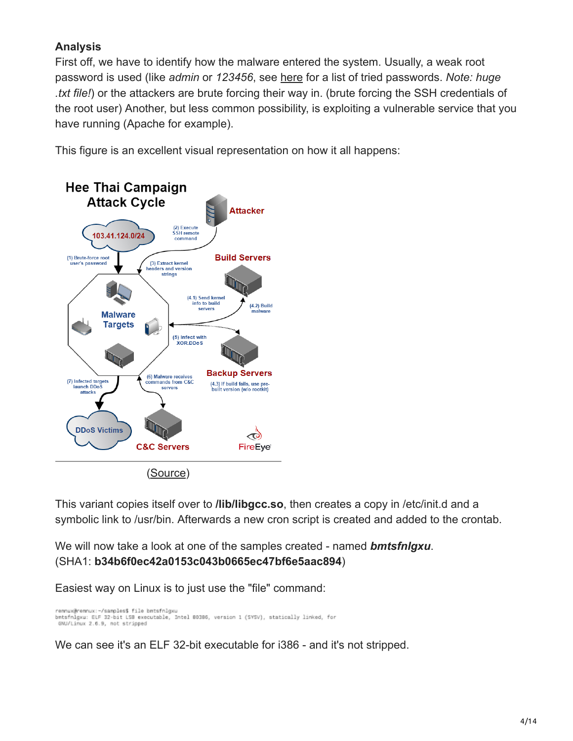**Analysis**

First off, we have to identify how the malware entered the system. Usually, a weak root password is used (like *admin* or *123456*, see here for a list of tried passwords. *Note: huge .txt file!*) or the attackers are brute forcing their way in. (brute forcing the SSH credentials of the root user) Another, but less common possibility, is exploiting a vulnerable service that you have running (Apache for example).

This figure is an excellent visual representation on how it all happens:

(Source)

This variant copies itself over to **/lib/libgcc.so**, then creates a copy in /etc/init.d and a symbolic link to /usr/bin. Afterwards a new cron script is created and added to the crontab.

We will now take a look at one of the samples created - named ***bmtsfnlgxu***.
(SHA1: **b34b6f0ec42a0153c043b0665ec47bf6e5aac894**)

Easiest way on Linux is to just use the "file" command:

```
remnux@remnux:~/samples$ file bmtsfnlgxu
bmtsfnlgxu: ELF 32-bit LSB executable, Intel 80386, version 1 (SYSV), statically linked, for
 GNU/Linux 2.6.9, not stripped
```

We can see it's an ELF 32-bit executable for i386 - and it's not stripped.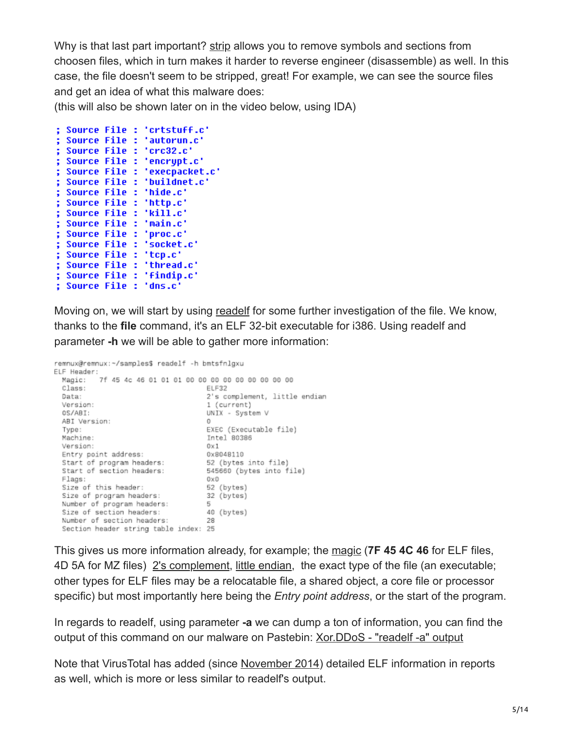Why is that last part important? strip allows you to remove symbols and sections from choosen files, which in turn makes it harder to reverse engineer (disassemble) as well. In this case, the file doesn't seem to be stripped, great! For example, we can see the source files and get an idea of what this malware does:
(this will also be shown later on in the video below, using IDA)

```
; Source File : 'crtstuff.c'
; Source File : 'autorun.c'
; Source File : 'crc32.c'
; Source File : 'encrypt.c'
; Source File : 'execpacket.c'
; Source File : 'buildnet.c'
; Source File : 'hide.c'
; Source File : 'http.c'
; Source File : 'kill.c'
; Source File : 'main.c'
; Source File : 'proc.c'
; Source File : 'socket.c'
; Source File : 'tcp.c'
; Source File : 'thread.c'
; Source File : 'findip.c'
; Source File : 'dns.c'
```

Moving on, we will start by using readelf for some further investigation of the file. We know, thanks to the **file** command, it's an ELF 32-bit executable for i386. Using readelf and parameter **-h** we will be able to gather more information:

```
remnux@remnux:~/samples$ readelf -h bmtsfnlgxu
ELF Header:
  Magic:   7f 45 4c 46 01 01 01 00 00 00 00 00 00 00 00 00
  Class:                             ELF32
  Data:                              2's complement, little endian
  Version:                           1 (current)
  OS/ABI:                            UNIX - System V
  ABI Version:                       0
  Type:                              EXEC (Executable file)
  Machine:                           Intel 80386
  Version:                           0x1
  Entry point address:               0x8048110
  Start of program headers:          52 (bytes into file)
  Start of section headers:          545660 (bytes into file)
  Flags:                             0x0
  Size of this header:               52 (bytes)
  Size of program headers:           32 (bytes)
  Number of program headers:         5
  Size of section headers:           40 (bytes)
  Number of section headers:         28
  Section header string table index: 25
```

This gives us more information already, for example; the magic (**7F 45 4C 46** for ELF files, 4D 5A for MZ files) 2's complement, little endian, the exact type of the file (an executable; other types for ELF files may be a relocatable file, a shared object, a core file or processor specific) but most importantly here being the *Entry point address*, or the start of the program.

In regards to readelf, using parameter **-a** we can dump a ton of information, you can find the output of this command on our malware on Pastebin: Xor.DDoS - "readelf -a" output

Note that VirusTotal has added (since November 2014) detailed ELF information in reports as well, which is more or less similar to readelf's output.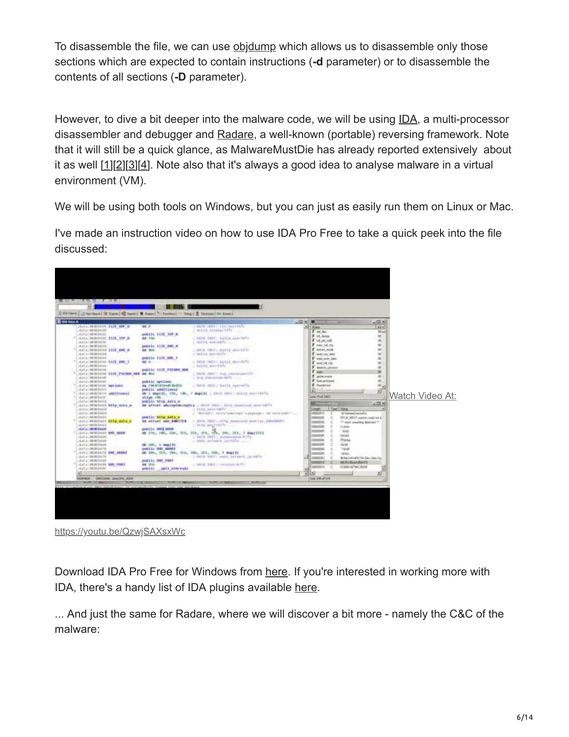To disassemble the file, we can use objdump which allows us to disassemble only those sections which are expected to contain instructions (**-d** parameter) or to disassemble the contents of all sections (**-D** parameter).

However, to dive a bit deeper into the malware code, we will be using IDA, a multi-processor disassembler and debugger and Radare, a well-known (portable) reversing framework. Note that it will still be a quick glance, as MalwareMustDie has already reported extensively about it as well [1][2][3][4]. Note also that it's always a good idea to analyse malware in a virtual environment (VM).

We will be using both tools on Windows, but you can just as easily run them on Linux or Mac.

I've made an instruction video on how to use IDA Pro Free to take a quick peek into the file discussed:

Watch Video At:

https://youtu.be/QzwjSAXsxWc

Download IDA Pro Free for Windows from here. If you're interested in working more with IDA, there's a handy list of IDA plugins available here.

... And just the same for Radare, where we will discover a bit more - namely the C&C of the malware: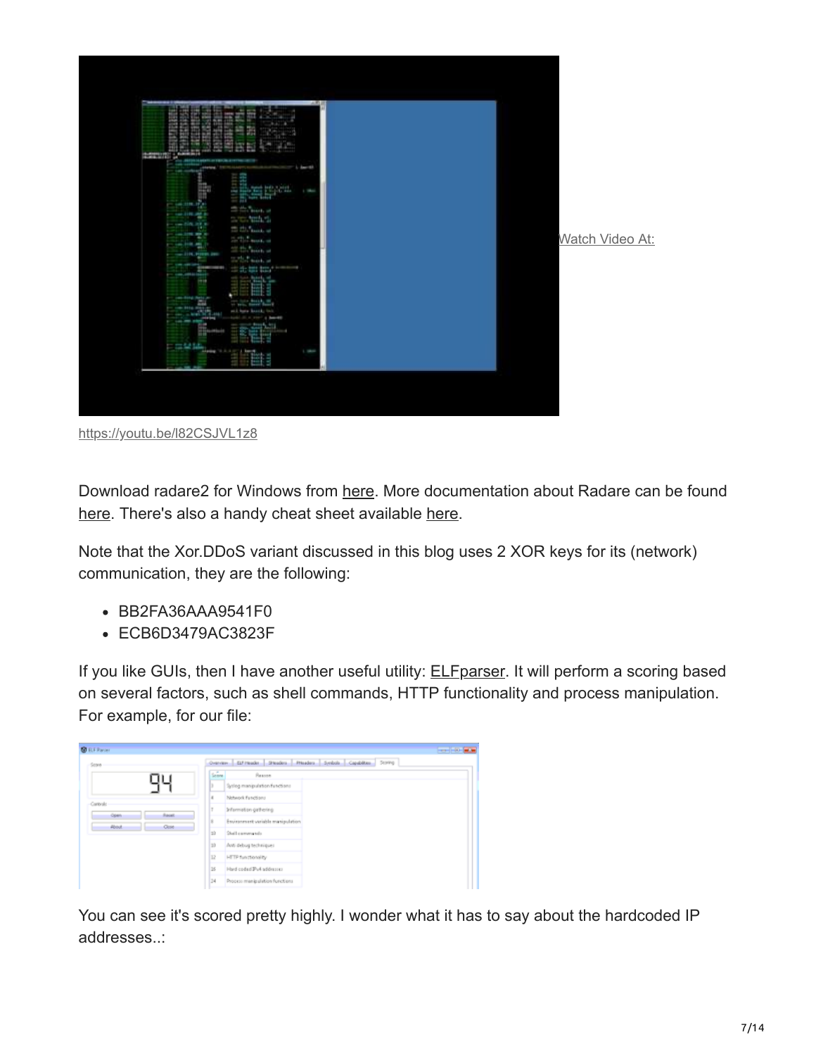Watch Video At:

https://youtu.be/l82CSJVL1z8

Download radare2 for Windows from here. More documentation about Radare can be found here. There's also a handy cheat sheet available here.

Note that the Xor.DDoS variant discussed in this blog uses 2 XOR keys for its (network) communication, they are the following:

- BB2FA36AAA9541F0
- ECB6D3479AC3823F

If you like GUIs, then I have another useful utility: ELFparser. It will perform a scoring based on several factors, such as shell commands, HTTP functionality and process manipulation. For example, for our file:

You can see it's scored pretty highly. I wonder what it has to say about the hardcoded IP addresses..: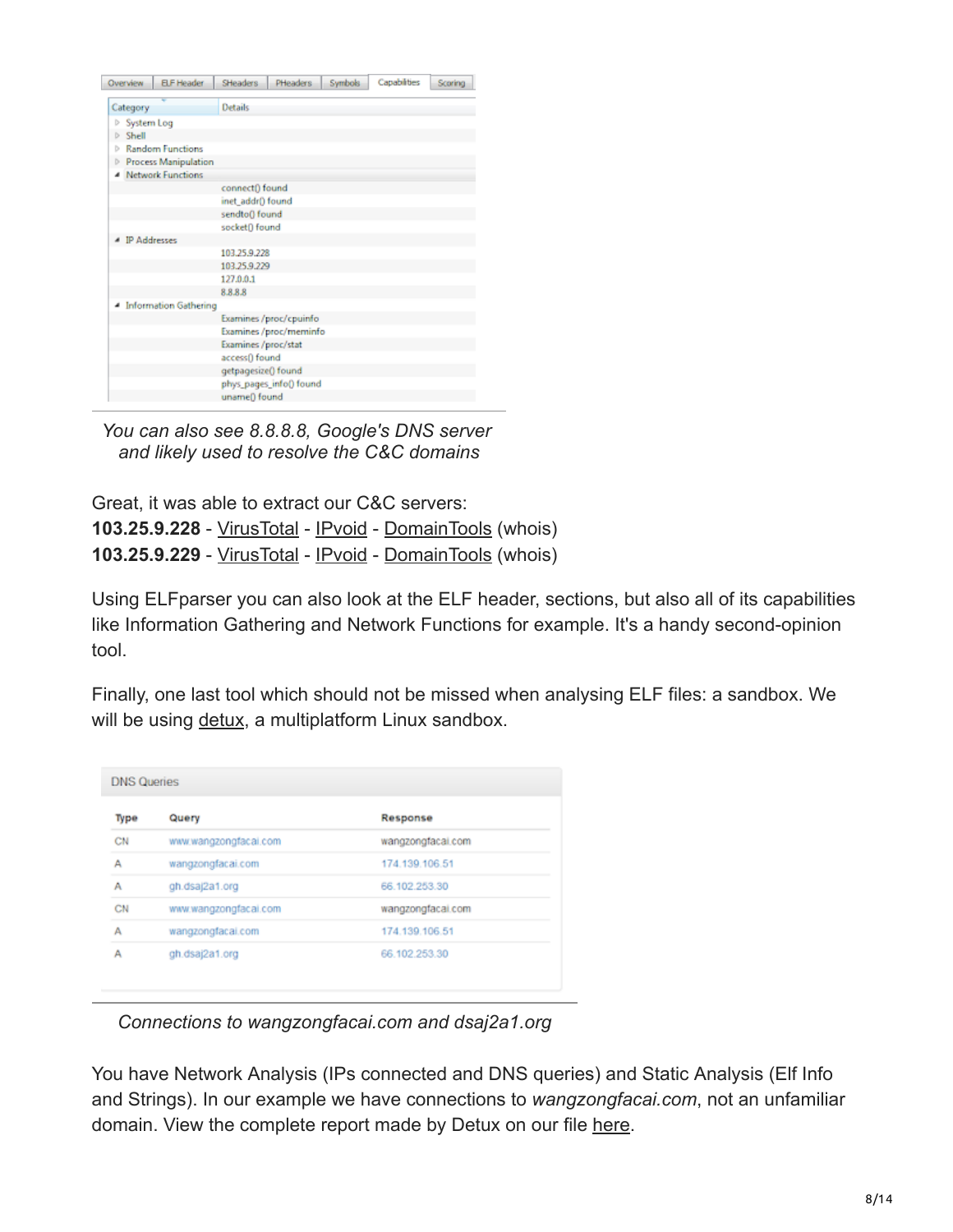| Category | Details |
| --- | --- |
| System Log | |
| Shell | |
| Random Functions | |
| Process Manipulation | |
| Network Functions | |
| | connect() found |
| | inet_addr() found |
| | sendto() found |
| | socket() found |
| IP Addresses | |
| | 103.25.9.228 |
| | 103.25.9.229 |
| | 127.0.0.1 |
| | 8.8.8.8 |
| Information Gathering | |
| | Examines /proc/cpuinfo |
| | Examines /proc/meminfo |
| | Examines /proc/stat |
| | access() found |
| | getpagesize() found |
| | phys_pages_info() found |
| | uname() found |

*You can also see 8.8.8.8, Google's DNS server and likely used to resolve the C&C domains*

Great, it was able to extract our C&C servers:
**103.25.9.228** - VirusTotal - IPvoid - DomainTools (whois)
**103.25.9.229** - VirusTotal - IPvoid - DomainTools (whois)

Using ELFparser you can also look at the ELF header, sections, but also all of its capabilities like Information Gathering and Network Functions for example. It's a handy second-opinion tool.

Finally, one last tool which should not be missed when analysing ELF files: a sandbox. We will be using detux, a multiplatform Linux sandbox.

DNS Queries

| Type | Query | Response |
| --- | --- | --- |
| CN | www.wangzongfacai.com | wangzongfacai.com |
| A | wangzongfacai.com | 174.139.106.51 |
| A | gh.dsaj2a1.org | 66.102.253.30 |
| CN | www.wangzongfacai.com | wangzongfacai.com |
| A | wangzongfacai.com | 174.139.106.51 |
| A | gh.dsaj2a1.org | 66.102.253.30 |

*Connections to wangzongfacai.com and dsaj2a1.org*

You have Network Analysis (IPs connected and DNS queries) and Static Analysis (Elf Info and Strings). In our example we have connections to *wangzongfacai.com*, not an unfamiliar domain. View the complete report made by Detux on our file here.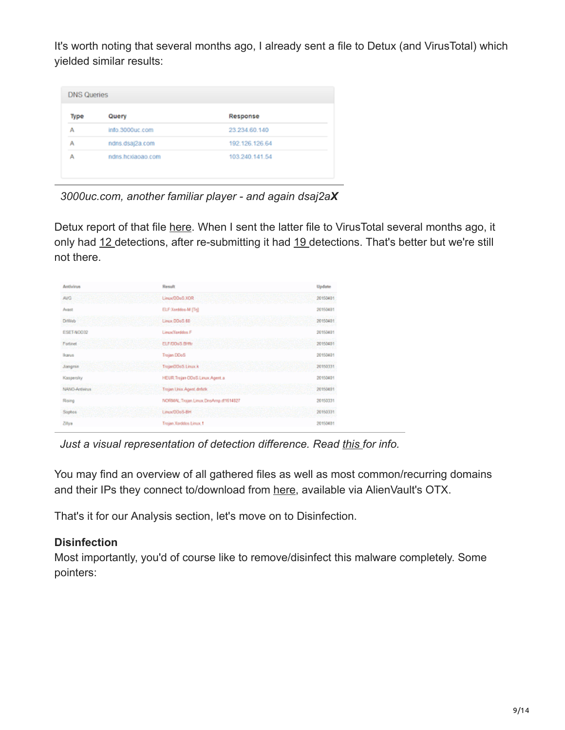It's worth noting that several months ago, I already sent a file to Detux (and VirusTotal) which yielded similar results:

**DNS Queries**

| Type | Query | Response |
|---|---|---|
| A | info.3000uc.com | 23.234.60.140 |
| A | ndns.dsaj2a.com | 192.126.126.64 |
| A | ndns.hcxiaoao.com | 103.240.141.54 |

*3000uc.com, another familiar player - and again dsaj2a**X***

Detux report of that file here. When I sent the latter file to VirusTotal several months ago, it only had 12 detections, after re-submitting it had 19 detections. That's better but we're still not there.

| Antivirus | Result | Update |
|---|---|---|
| AVG | Linux/DDoS.XOR | 20150401 |
| Avast | ELF:Xorddos-M [Trj] | 20150401 |
| DrWeb | Linux.DDoS.60 | 20150401 |
| ESET-NOD32 | Linux/Xorddos.F | 20150401 |
| Fortinet | ELF/DDoS.B!tr | 20150401 |
| Ikarus | Trojan.DDoS | 20150401 |
| Jiangmin | TrojanDDoS.Linux.k | 20150331 |
| Kaspersky | HEUR:Trojan-DDoS.Linux.Agent.a | 20150401 |
| NANO-Antivirus | Trojan.Unix.Agent.drbtk | 20150401 |
| Rising | NORMAL:Trojan.Linux.DnsAmp.df!614827 | 20150331 |
| Sophos | Linux/DDoS-BH | 20150331 |
| Zillya | Trojan.Xorddos.Linux.1 | 20150401 |

*Just a visual representation of detection difference. Read this for info.*

You may find an overview of all gathered files as well as most common/recurring domains and their IPs they connect to/download from here, available via AlienVault's OTX.

That's it for our Analysis section, let's move on to Disinfection.

**Disinfection**

Most importantly, you'd of course like to remove/disinfect this malware completely. Some pointers: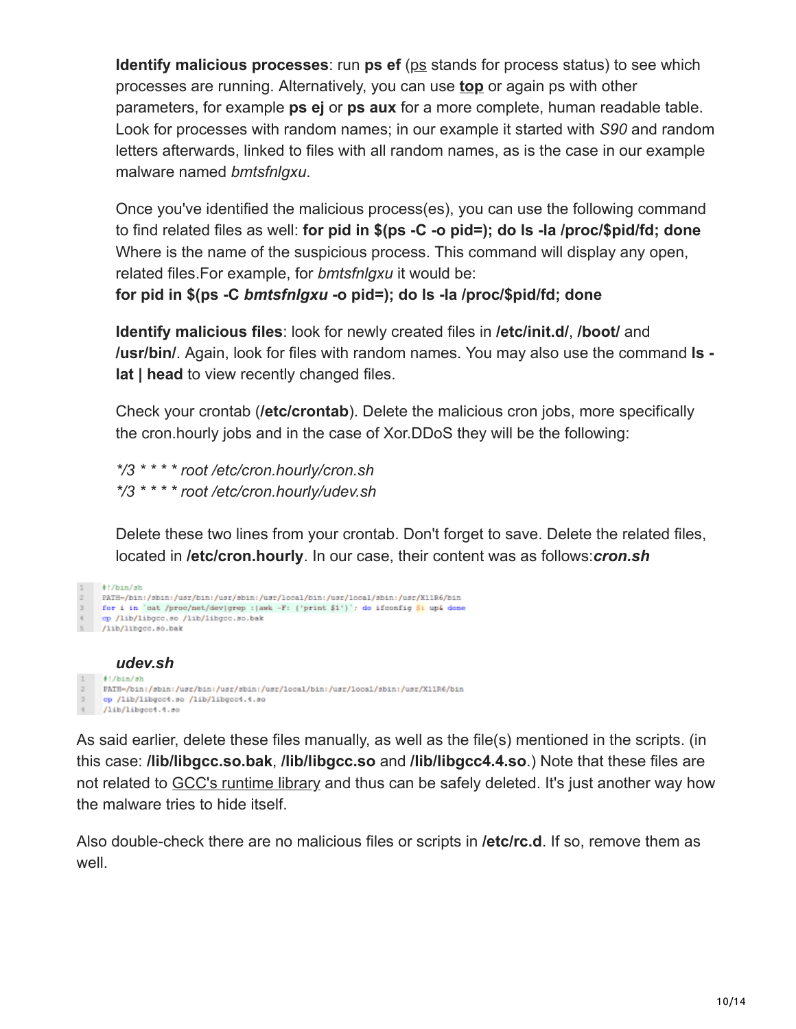**Identify malicious processes**: run **ps ef** (ps stands for process status) to see which processes are running. Alternatively, you can use **top** or again ps with other parameters, for example **ps ej** or **ps aux** for a more complete, human readable table. Look for processes with random names; in our example it started with *S90* and random letters afterwards, linked to files with all random names, as is the case in our example malware named *bmtsfnlgxu*.

Once you've identified the malicious process(es), you can use the following command to find related files as well: **for pid in $(ps -C -o pid=); do ls -la /proc/$pid/fd; done** Where is the name of the suspicious process. This command will display any open, related files.For example, for *bmtsfnlgxu* it would be:
**for pid in $(ps -C *bmtsfnlgxu* -o pid=); do ls -la /proc/$pid/fd; done**

**Identify malicious files**: look for newly created files in **/etc/init.d/**, **/boot/** and **/usr/bin/**. Again, look for files with random names. You may also use the command **ls -lat | head** to view recently changed files.

Check your crontab (**/etc/crontab**). Delete the malicious cron jobs, more specifically the cron.hourly jobs and in the case of Xor.DDoS they will be the following:

*\*/3 \* \* \* \* root /etc/cron.hourly/cron.sh*
*\*/3 \* \* \* \* root /etc/cron.hourly/udev.sh*

Delete these two lines from your crontab. Don't forget to save. Delete the related files, located in **/etc/cron.hourly**. In our case, their content was as follows:***cron.sh***

```
1  #!/bin/sh
2  PATH=/bin:/sbin:/usr/bin:/usr/sbin:/usr/local/bin:/usr/local/sbin:/usr/X11R6/bin
3  for i in `cat /proc/net/dev|grep :|awk -F: {'print $1'}`; do ifconfig $i up& done
4  cp /lib/libgcc.so /lib/libgcc.so.bak
5  /lib/libgcc.so.bak
```

***udev.sh***

```
1  #!/bin/sh
2  PATH=/bin:/sbin:/usr/bin:/usr/sbin:/usr/local/bin:/usr/local/sbin:/usr/X11R6/bin
3  cp /lib/libgcc4.so /lib/libgcc4.4.so
4  /lib/libgcc4.4.so
```

As said earlier, delete these files manually, as well as the file(s) mentioned in the scripts. (in this case: **/lib/libgcc.so.bak**, **/lib/libgcc.so** and **/lib/libgcc4.4.so**.) Note that these files are not related to GCC's runtime library and thus can be safely deleted. It's just another way how the malware tries to hide itself.

Also double-check there are no malicious files or scripts in **/etc/rc.d**. If so, remove them as well.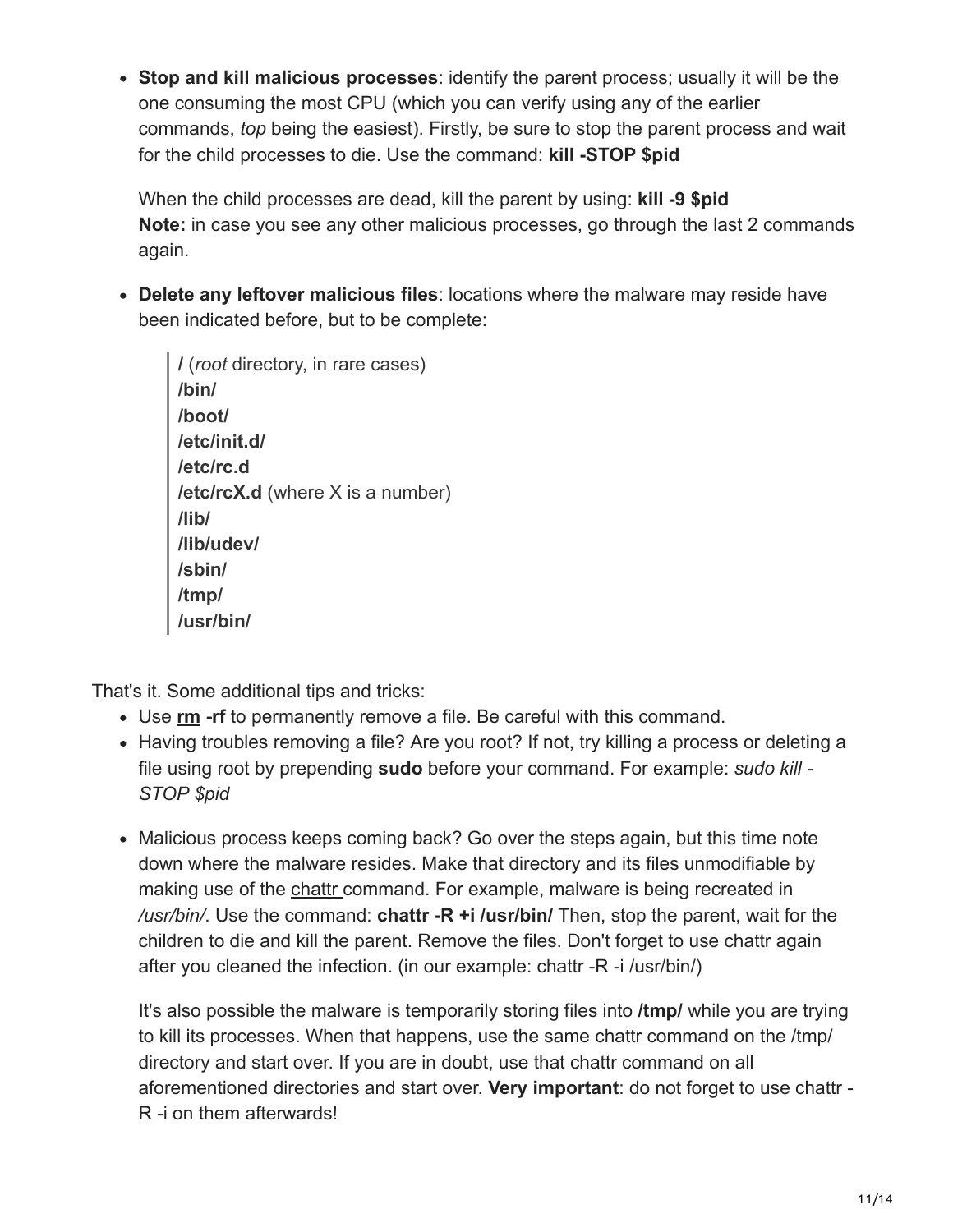- **Stop and kill malicious processes**: identify the parent process; usually it will be the one consuming the most CPU (which you can verify using any of the earlier commands, *top* being the easiest). Firstly, be sure to stop the parent process and wait for the child processes to die. Use the command: **kill -STOP $pid**

  When the child processes are dead, kill the parent by using: **kill -9 $pid**
  **Note:** in case you see any other malicious processes, go through the last 2 commands again.

- **Delete any leftover malicious files**: locations where the malware may reside have been indicated before, but to be complete:

  > **/** (*root* directory, in rare cases)
  > **/bin/**
  > **/boot/**
  > **/etc/init.d/**
  > **/etc/rc.d**
  > **/etc/rcX.d** (where X is a number)
  > **/lib/**
  > **/lib/udev/**
  > **/sbin/**
  > **/tmp/**
  > **/usr/bin/**

That's it. Some additional tips and tricks:

- Use **rm -rf** to permanently remove a file. Be careful with this command.
- Having troubles removing a file? Are you root? If not, try killing a process or deleting a file using root by prepending **sudo** before your command. For example: *sudo kill -STOP $pid*

- Malicious process keeps coming back? Go over the steps again, but this time note down where the malware resides. Make that directory and its files unmodifiable by making use of the chattr command. For example, malware is being recreated in */usr/bin/*. Use the command: **chattr -R +i /usr/bin/** Then, stop the parent, wait for the children to die and kill the parent. Remove the files. Don't forget to use chattr again after you cleaned the infection. (in our example: chattr -R -i /usr/bin/)

  It's also possible the malware is temporarily storing files into **/tmp/** while you are trying to kill its processes. When that happens, use the same chattr command on the /tmp/ directory and start over. If you are in doubt, use that chattr command on all aforementioned directories and start over. **Very important**: do not forget to use chattr -R -i on them afterwards!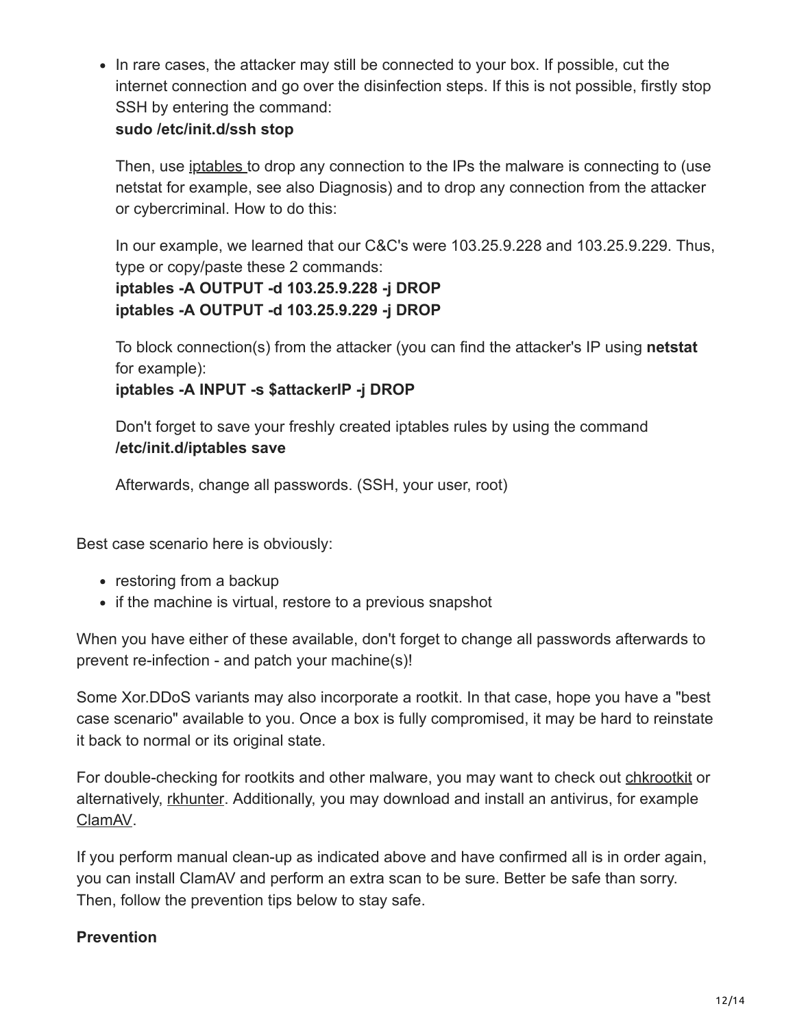- In rare cases, the attacker may still be connected to your box. If possible, cut the internet connection and go over the disinfection steps. If this is not possible, firstly stop SSH by entering the command:
  **sudo /etc/init.d/ssh stop**

  Then, use iptables to drop any connection to the IPs the malware is connecting to (use netstat for example, see also Diagnosis) and to drop any connection from the attacker or cybercriminal. How to do this:

  In our example, we learned that our C&C's were 103.25.9.228 and 103.25.9.229. Thus, type or copy/paste these 2 commands:
  **iptables -A OUTPUT -d 103.25.9.228 -j DROP**
  **iptables -A OUTPUT -d 103.25.9.229 -j DROP**

  To block connection(s) from the attacker (you can find the attacker's IP using **netstat** for example):
  **iptables -A INPUT -s $attackerIP -j DROP**

  Don't forget to save your freshly created iptables rules by using the command
  **/etc/init.d/iptables save**

  Afterwards, change all passwords. (SSH, your user, root)

Best case scenario here is obviously:

- restoring from a backup
- if the machine is virtual, restore to a previous snapshot

When you have either of these available, don't forget to change all passwords afterwards to prevent re-infection - and patch your machine(s)!

Some Xor.DDoS variants may also incorporate a rootkit. In that case, hope you have a "best case scenario" available to you. Once a box is fully compromised, it may be hard to reinstate it back to normal or its original state.

For double-checking for rootkits and other malware, you may want to check out chkrootkit or alternatively, rkhunter. Additionally, you may download and install an antivirus, for example ClamAV.

If you perform manual clean-up as indicated above and have confirmed all is in order again, you can install ClamAV and perform an extra scan to be sure. Better be safe than sorry. Then, follow the prevention tips below to stay safe.

**Prevention**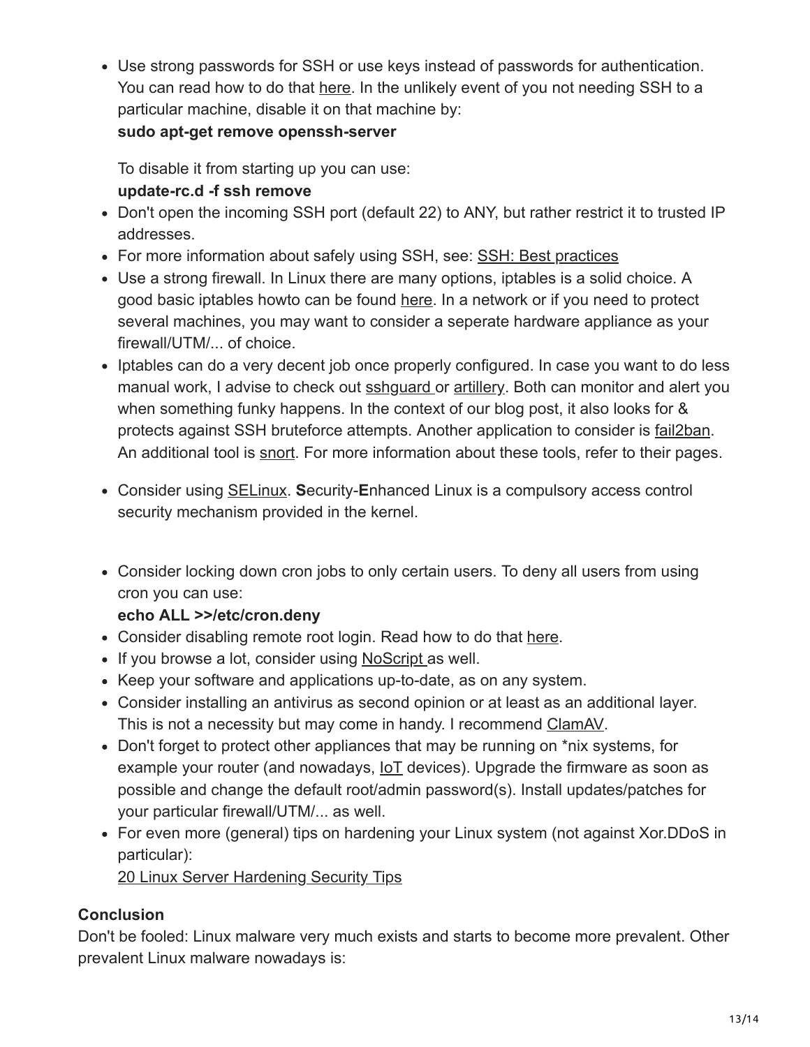- Use strong passwords for SSH or use keys instead of passwords for authentication. You can read how to do that here. In the unlikely event of you not needing SSH to a particular machine, disable it on that machine by:
  **sudo apt-get remove openssh-server**

  To disable it from starting up you can use:
  **update-rc.d -f ssh remove**
- Don't open the incoming SSH port (default 22) to ANY, but rather restrict it to trusted IP addresses.
- For more information about safely using SSH, see: SSH: Best practices
- Use a strong firewall. In Linux there are many options, iptables is a solid choice. A good basic iptables howto can be found here. In a network or if you need to protect several machines, you may want to consider a seperate hardware appliance as your firewall/UTM/... of choice.
- Iptables can do a very decent job once properly configured. In case you want to do less manual work, I advise to check out sshguard or artillery. Both can monitor and alert you when something funky happens. In the context of our blog post, it also looks for & protects against SSH bruteforce attempts. Another application to consider is fail2ban. An additional tool is snort. For more information about these tools, refer to their pages.
- Consider using SELinux. **S**ecurity-**E**nhanced Linux is a compulsory access control security mechanism provided in the kernel.
- Consider locking down cron jobs to only certain users. To deny all users from using cron you can use:
  **echo ALL >>/etc/cron.deny**
- Consider disabling remote root login. Read how to do that here.
- If you browse a lot, consider using NoScript as well.
- Keep your software and applications up-to-date, as on any system.
- Consider installing an antivirus as second opinion or at least as an additional layer. This is not a necessity but may come in handy. I recommend ClamAV.
- Don't forget to protect other appliances that may be running on *nix systems, for example your router (and nowadays, IoT devices). Upgrade the firmware as soon as possible and change the default root/admin password(s). Install updates/patches for your particular firewall/UTM/... as well.
- For even more (general) tips on hardening your Linux system (not against Xor.DDoS in particular):
  20 Linux Server Hardening Security Tips

**Conclusion**

Don't be fooled: Linux malware very much exists and starts to become more prevalent. Other prevalent Linux malware nowadays is: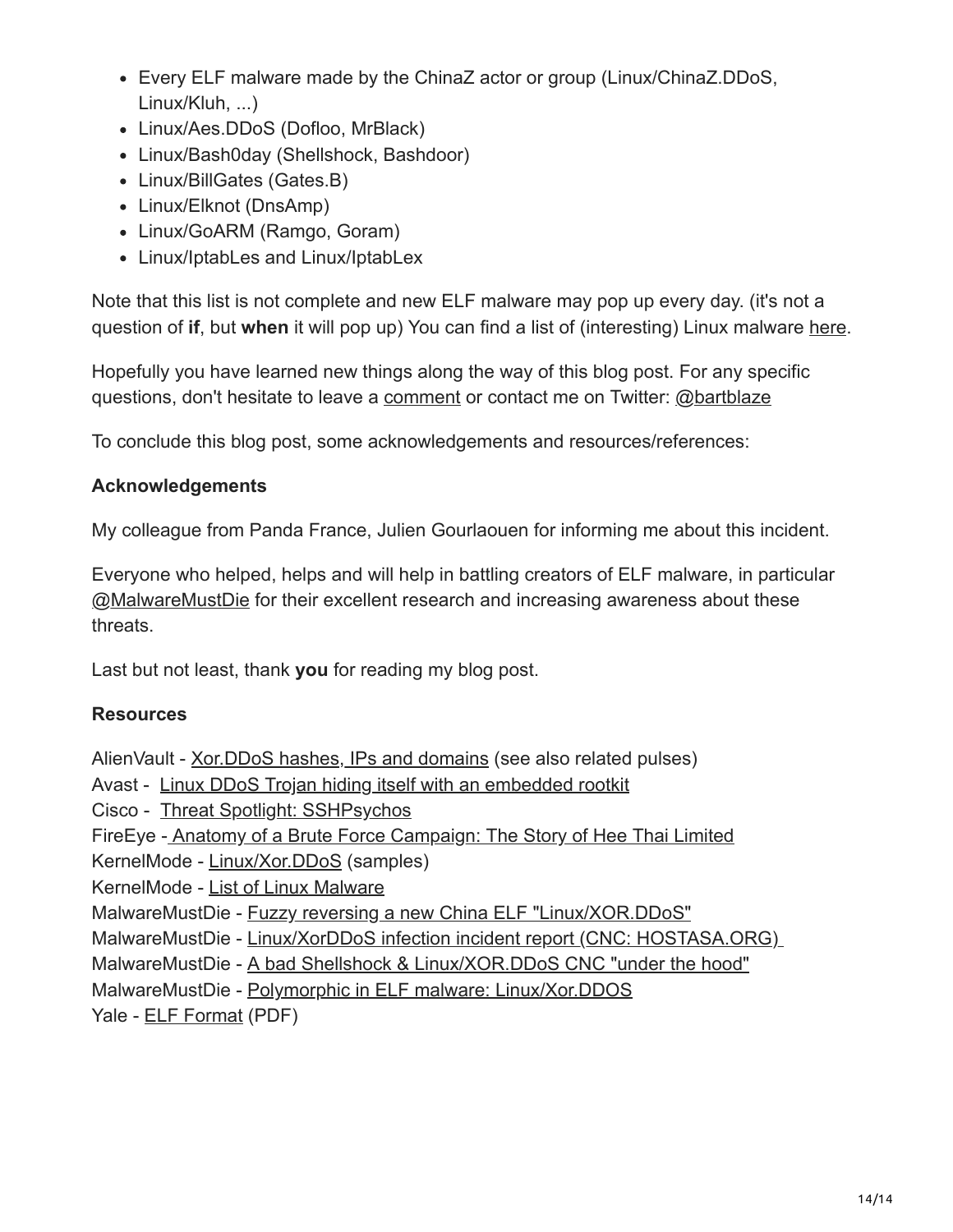- Every ELF malware made by the ChinaZ actor or group (Linux/ChinaZ.DDoS, Linux/Kluh, ...)
- Linux/Aes.DDoS (Dofloo, MrBlack)
- Linux/Bash0day (Shellshock, Bashdoor)
- Linux/BillGates (Gates.B)
- Linux/Elknot (DnsAmp)
- Linux/GoARM (Ramgo, Goram)
- Linux/IptabLes and Linux/IptabLex

Note that this list is not complete and new ELF malware may pop up every day. (it's not a question of **if**, but **when** it will pop up) You can find a list of (interesting) Linux malware here.

Hopefully you have learned new things along the way of this blog post. For any specific questions, don't hesitate to leave a comment or contact me on Twitter: @bartblaze

To conclude this blog post, some acknowledgements and resources/references:

**Acknowledgements**

My colleague from Panda France, Julien Gourlaouen for informing me about this incident.

Everyone who helped, helps and will help in battling creators of ELF malware, in particular @MalwareMustDie for their excellent research and increasing awareness about these threats.

Last but not least, thank **you** for reading my blog post.

**Resources**

AlienVault - Xor.DDoS hashes, IPs and domains (see also related pulses)
Avast - Linux DDoS Trojan hiding itself with an embedded rootkit
Cisco - Threat Spotlight: SSHPsychos
FireEye - Anatomy of a Brute Force Campaign: The Story of Hee Thai Limited
KernelMode - Linux/Xor.DDoS (samples)
KernelMode - List of Linux Malware
MalwareMustDie - Fuzzy reversing a new China ELF "Linux/XOR.DDoS"
MalwareMustDie - Linux/XorDDoS infection incident report (CNC: HOSTASA.ORG)
MalwareMustDie - A bad Shellshock & Linux/XOR.DDoS CNC "under the hood"
MalwareMustDie - Polymorphic in ELF malware: Linux/Xor.DDOS
Yale - ELF Format (PDF)